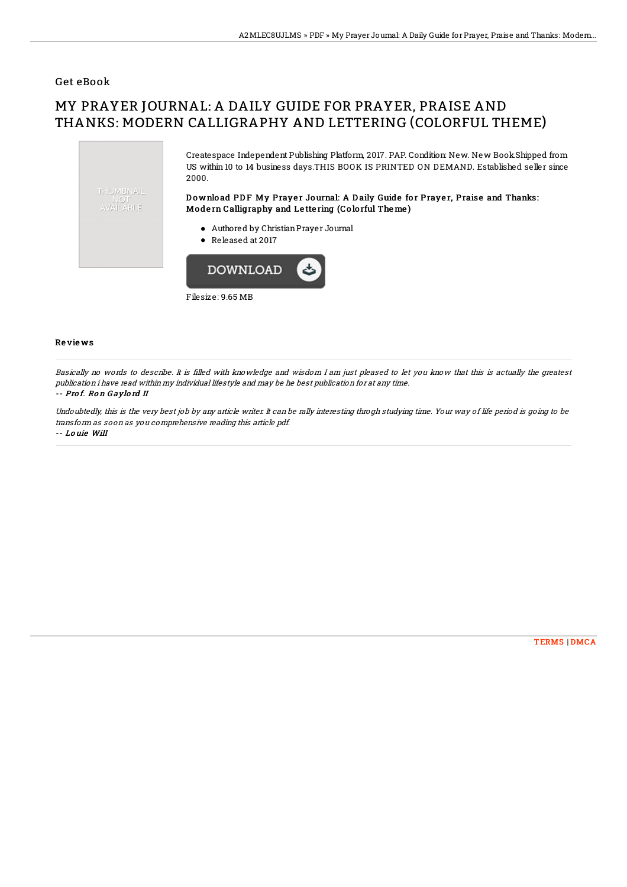## Get eBook

# MY PRAYER JOURNAL: A DAILY GUIDE FOR PRAYER, PRAISE AND THANKS: MODERN CALLIGRAPHY AND LETTERING (COLORFUL THEME)

Createspace Independent Publishing Platform, 2017. PAP. Condition: New. New Book.Shipped from US within 10 to 14 business days.THIS BOOK IS PRINTED ON DEMAND. Established seller since 2000.

### Download PDF My Prayer Journal: A Daily Guide for Prayer, Praise and Thanks: Modern Calligraphy and Lettering (Colorful Theme)

- Authored by Christian Prayer Journal
- Released at 2017

DOWNLOAD

Filesize: 9.65 MB

### Reviews

*Basically no words to describe. It is filled with knowledge and wisdom I am just pleased to let you know that this is actually the greatest publication i have read within my individual lifestyle and may be he best publication for at any time.*

-- ***Prof. Ron Gaylord II***

*Undoubtedly, this is the very best job by any article writer. It can be rally interesting throgh studying time. Your way of life period is going to be transform as soon as you comprehensive reading this article pdf.*

-- ***Louie Will***

TERMS | DMCA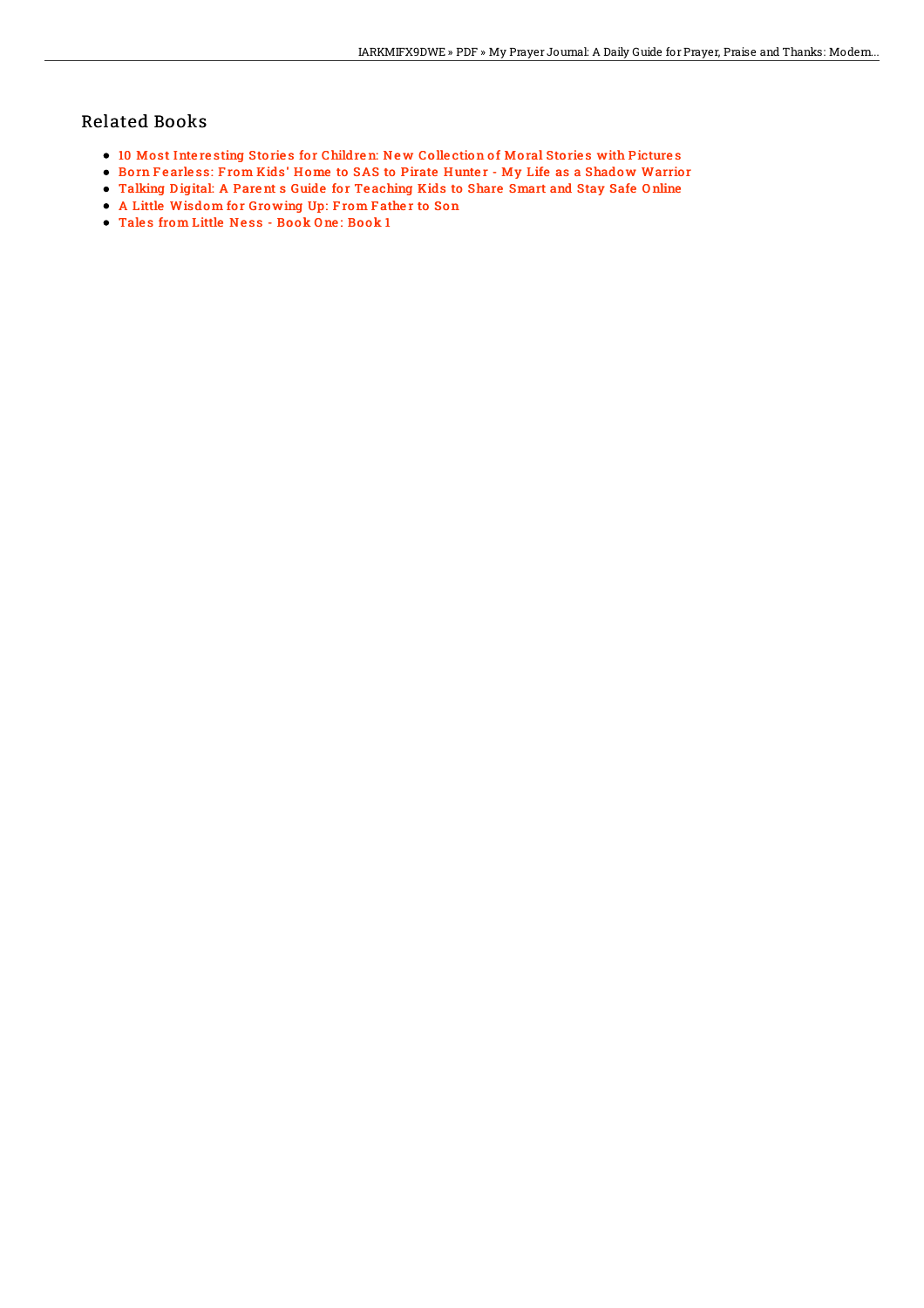## Related Books

- 10 Most Interesting Stories for Children: New Collection of Moral Stories with Pictures
- Born Fearless: From Kids' Home to SAS to Pirate Hunter - My Life as a Shadow Warrior
- Talking Digital: A Parent s Guide for Teaching Kids to Share Smart and Stay Safe Online
- A Little Wisdom for Growing Up: From Father to Son
- Tales from Little Ness - Book One: Book 1